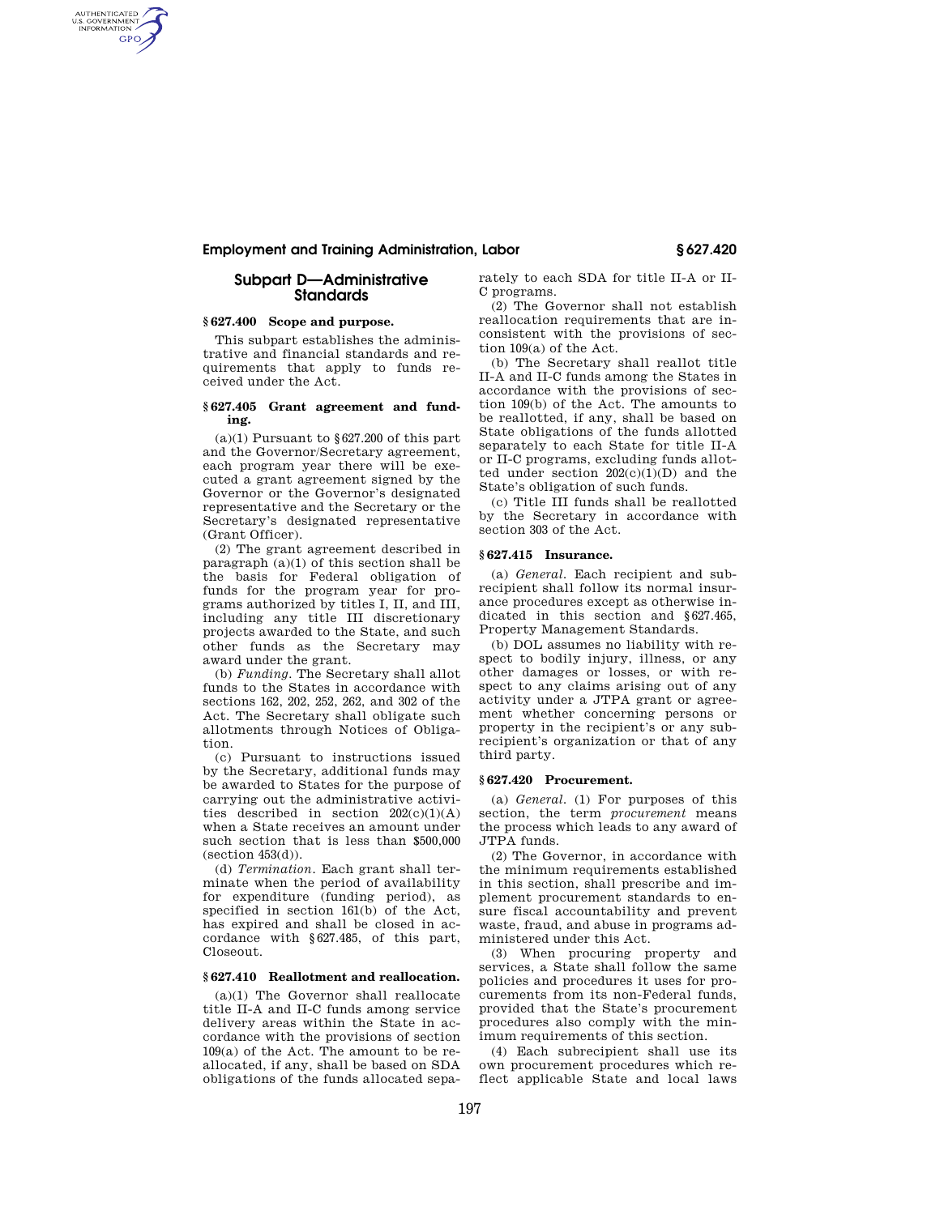## Subpart D—Administrative Standards

### § 627.400 Scope and purpose.

This subpart establishes the administrative and financial standards and requirements that apply to funds received under the Act.

### § 627.405 Grant agreement and funding.

(a)(1) Pursuant to § 627.200 of this part and the Governor/Secretary agreement, each program year there will be executed a grant agreement signed by the Governor or the Governor's designated representative and the Secretary or the Secretary's designated representative (Grant Officer).

(2) The grant agreement described in paragraph (a)(1) of this section shall be the basis for Federal obligation of funds for the program year for programs authorized by titles I, II, and III, including any title III discretionary projects awarded to the State, and such other funds as the Secretary may award under the grant.

(b) *Funding.* The Secretary shall allot funds to the States in accordance with sections 162, 202, 252, 262, and 302 of the Act. The Secretary shall obligate such allotments through Notices of Obligation.

(c) Pursuant to instructions issued by the Secretary, additional funds may be awarded to States for the purpose of carrying out the administrative activities described in section 202(c)(1)(A) when a State receives an amount under such section that is less than $500,000 (section 453(d)).

(d) *Termination.* Each grant shall terminate when the period of availability for expenditure (funding period), as specified in section 161(b) of the Act, has expired and shall be closed in accordance with § 627.485, of this part, Closeout.

### § 627.410 Reallotment and reallocation.

(a)(1) The Governor shall reallocate title II-A and II-C funds among service delivery areas within the State in accordance with the provisions of section 109(a) of the Act. The amount to be reallocated, if any, shall be based on SDA obligations of the funds allocated separately to each SDA for title II-A or II-C programs.

(2) The Governor shall not establish reallocation requirements that are inconsistent with the provisions of section 109(a) of the Act.

(b) The Secretary shall reallot title II-A and II-C funds among the States in accordance with the provisions of section 109(b) of the Act. The amounts to be reallotted, if any, shall be based on State obligations of the funds allotted separately to each State for title II-A or II-C programs, excluding funds allotted under section 202(c)(1)(D) and the State's obligation of such funds.

(c) Title III funds shall be reallotted by the Secretary in accordance with section 303 of the Act.

### § 627.415 Insurance.

(a) *General.* Each recipient and subrecipient shall follow its normal insurance procedures except as otherwise indicated in this section and § 627.465, Property Management Standards.

(b) DOL assumes no liability with respect to bodily injury, illness, or any other damages or losses, or with respect to any claims arising out of any activity under a JTPA grant or agreement whether concerning persons or property in the recipient's or any subrecipient's organization or that of any third party.

### § 627.420 Procurement.

(a) *General.* (1) For purposes of this section, the term *procurement* means the process which leads to any award of JTPA funds.

(2) The Governor, in accordance with the minimum requirements established in this section, shall prescribe and implement procurement standards to ensure fiscal accountability and prevent waste, fraud, and abuse in programs administered under this Act.

(3) When procuring property and services, a State shall follow the same policies and procedures it uses for procurements from its non-Federal funds, provided that the State's procurement procedures also comply with the minimum requirements of this section.

(4) Each subrecipient shall use its own procurement procedures which reflect applicable State and local laws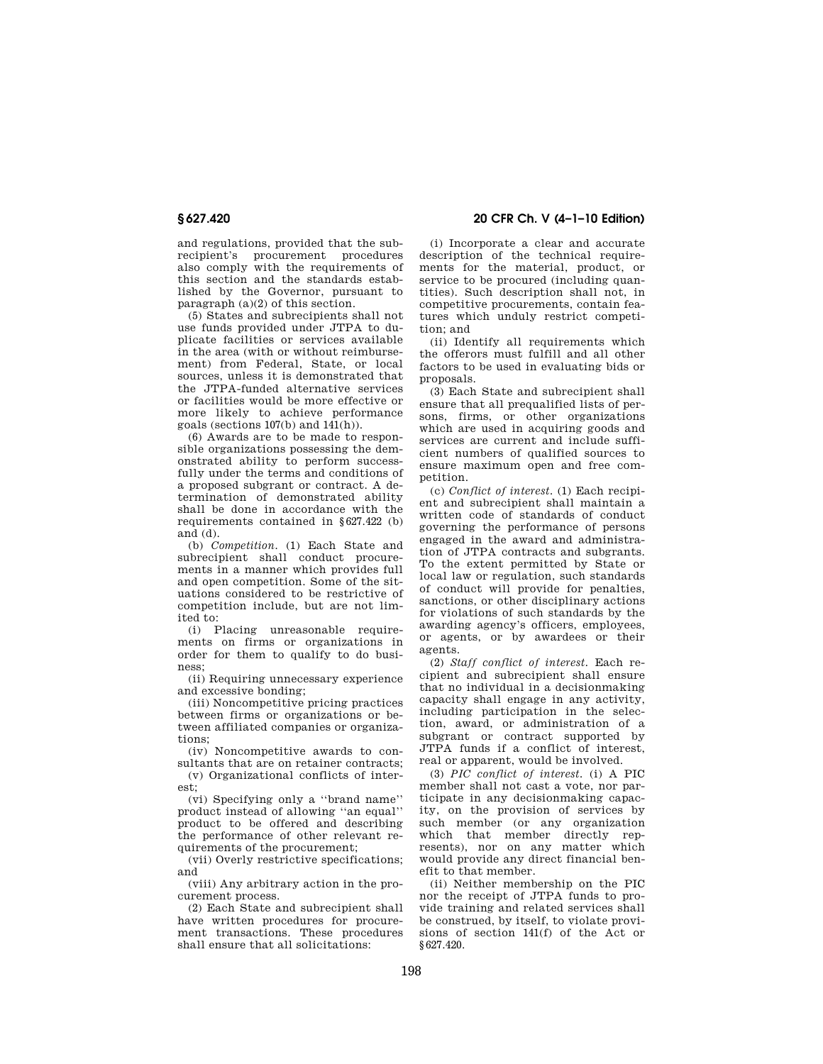and regulations, provided that the subrecipient's procurement procedures also comply with the requirements of this section and the standards established by the Governor, pursuant to paragraph (a)(2) of this section.

(5) States and subrecipients shall not use funds provided under JTPA to duplicate facilities or services available in the area (with or without reimbursement) from Federal, State, or local sources, unless it is demonstrated that the JTPA-funded alternative services or facilities would be more effective or more likely to achieve performance goals (sections 107(b) and 141(h)).

(6) Awards are to be made to responsible organizations possessing the demonstrated ability to perform successfully under the terms and conditions of a proposed subgrant or contract. A determination of demonstrated ability shall be done in accordance with the requirements contained in §627.422 (b) and (d).

(b) *Competition.* (1) Each State and subrecipient shall conduct procurements in a manner which provides full and open competition. Some of the situations considered to be restrictive of competition include, but are not limited to:

(i) Placing unreasonable requirements on firms or organizations in order for them to qualify to do business;

(ii) Requiring unnecessary experience and excessive bonding;

(iii) Noncompetitive pricing practices between firms or organizations or between affiliated companies or organizations;

(iv) Noncompetitive awards to consultants that are on retainer contracts;

(v) Organizational conflicts of interest;

(vi) Specifying only a "brand name" product instead of allowing "an equal" product to be offered and describing the performance of other relevant requirements of the procurement;

(vii) Overly restrictive specifications; and

(viii) Any arbitrary action in the procurement process.

(2) Each State and subrecipient shall have written procedures for procurement transactions. These procedures shall ensure that all solicitations:

(i) Incorporate a clear and accurate description of the technical requirements for the material, product, or service to be procured (including quantities). Such description shall not, in competitive procurements, contain features which unduly restrict competition; and

(ii) Identify all requirements which the offerors must fulfill and all other factors to be used in evaluating bids or proposals.

(3) Each State and subrecipient shall ensure that all prequalified lists of persons, firms, or other organizations which are used in acquiring goods and services are current and include sufficient numbers of qualified sources to ensure maximum open and free competition.

(c) *Conflict of interest.* (1) Each recipient and subrecipient shall maintain a written code of standards of conduct governing the performance of persons engaged in the award and administration of JTPA contracts and subgrants. To the extent permitted by State or local law or regulation, such standards of conduct will provide for penalties, sanctions, or other disciplinary actions for violations of such standards by the awarding agency's officers, employees, or agents, or by awardees or their agents.

(2) *Staff conflict of interest.* Each recipient and subrecipient shall ensure that no individual in a decisionmaking capacity shall engage in any activity, including participation in the selection, award, or administration of a subgrant or contract supported by JTPA funds if a conflict of interest, real or apparent, would be involved.

(3) *PIC conflict of interest.* (i) A PIC member shall not cast a vote, nor participate in any decisionmaking capacity, on the provision of services by such member (or any organization which that member directly represents), nor on any matter which would provide any direct financial benefit to that member.

(ii) Neither membership on the PIC nor the receipt of JTPA funds to provide training and related services shall be construed, by itself, to violate provisions of section 141(f) of the Act or §627.420.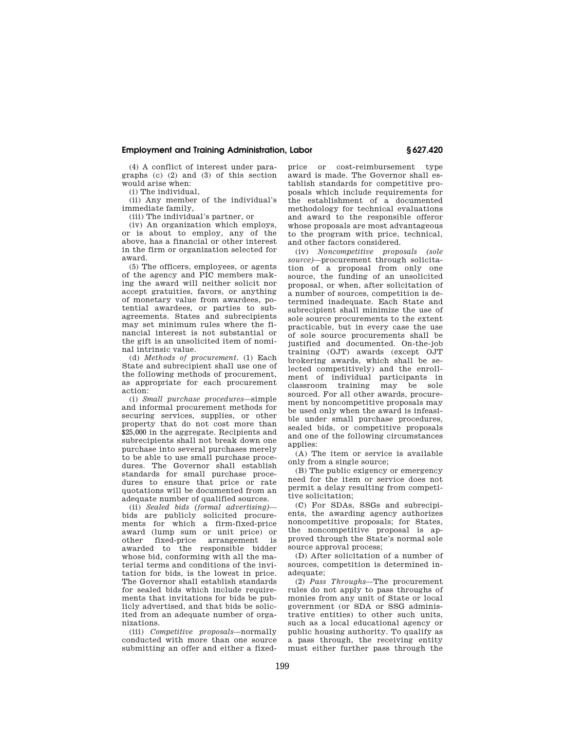(4) A conflict of interest under paragraphs (c) (2) and (3) of this section would arise when:

(i) The individual,

(ii) Any member of the individual's immediate family,

(iii) The individual's partner, or

(iv) An organization which employs, or is about to employ, any of the above, has a financial or other interest in the firm or organization selected for award.

(5) The officers, employees, or agents of the agency and PIC members making the award will neither solicit nor accept gratuities, favors, or anything of monetary value from awardees, potential awardees, or parties to subagreements. States and subrecipients may set minimum rules where the financial interest is not substantial or the gift is an unsolicited item of nominal intrinsic value.

(d) *Methods of procurement.* (1) Each State and subrecipient shall use one of the following methods of procurement, as appropriate for each procurement action:

(i) *Small purchase procedures*—simple and informal procurement methods for securing services, supplies, or other property that do not cost more than $25,000 in the aggregate. Recipients and subrecipients shall not break down one purchase into several purchases merely to be able to use small purchase procedures. The Governor shall establish standards for small purchase procedures to ensure that price or rate quotations will be documented from an adequate number of qualified sources.

(ii) *Sealed bids (formal advertising)*—bids are publicly solicited procurements for which a firm-fixed-price award (lump sum or unit price) or other fixed-price arrangement is awarded to the responsible bidder whose bid, conforming with all the material terms and conditions of the invitation for bids, is the lowest in price. The Governor shall establish standards for sealed bids which include requirements that invitations for bids be publicly advertised, and that bids be solicited from an adequate number of organizations.

(iii) *Competitive proposals*—normally conducted with more than one source submitting an offer and either a fixed-price or cost-reimbursement type award is made. The Governor shall establish standards for competitive proposals which include requirements for the establishment of a documented methodology for technical evaluations and award to the responsible offeror whose proposals are most advantageous to the program with price, technical, and other factors considered.

(iv) *Noncompetitive proposals (sole source)*—procurement through solicitation of a proposal from only one source, the funding of an unsolicited proposal, or when, after solicitation of a number of sources, competition is determined inadequate. Each State and subrecipient shall minimize the use of sole source procurements to the extent practicable, but in every case the use of sole source procurements shall be justified and documented. On-the-job training (OJT) awards (except OJT brokering awards, which shall be selected competitively) and the enrollment of individual participants in classroom training may be sole sourced. For all other awards, procurement by noncompetitive proposals may be used only when the award is infeasible under small purchase procedures, sealed bids, or competitive proposals and one of the following circumstances applies:

(A) The item or service is available only from a single source;

(B) The public exigency or emergency need for the item or service does not permit a delay resulting from competitive solicitation;

(C) For SDAs, SSGs and subrecipients, the awarding agency authorizes noncompetitive proposals; for States, the noncompetitive proposal is approved through the State's normal sole source approval process;

(D) After solicitation of a number of sources, competition is determined inadequate;

(2) *Pass Throughs*—The procurement rules do not apply to pass throughs of monies from any unit of State or local government (or SDA or SSG administrative entities) to other such units, such as a local educational agency or public housing authority. To qualify as a pass through, the receiving entity must either further pass through the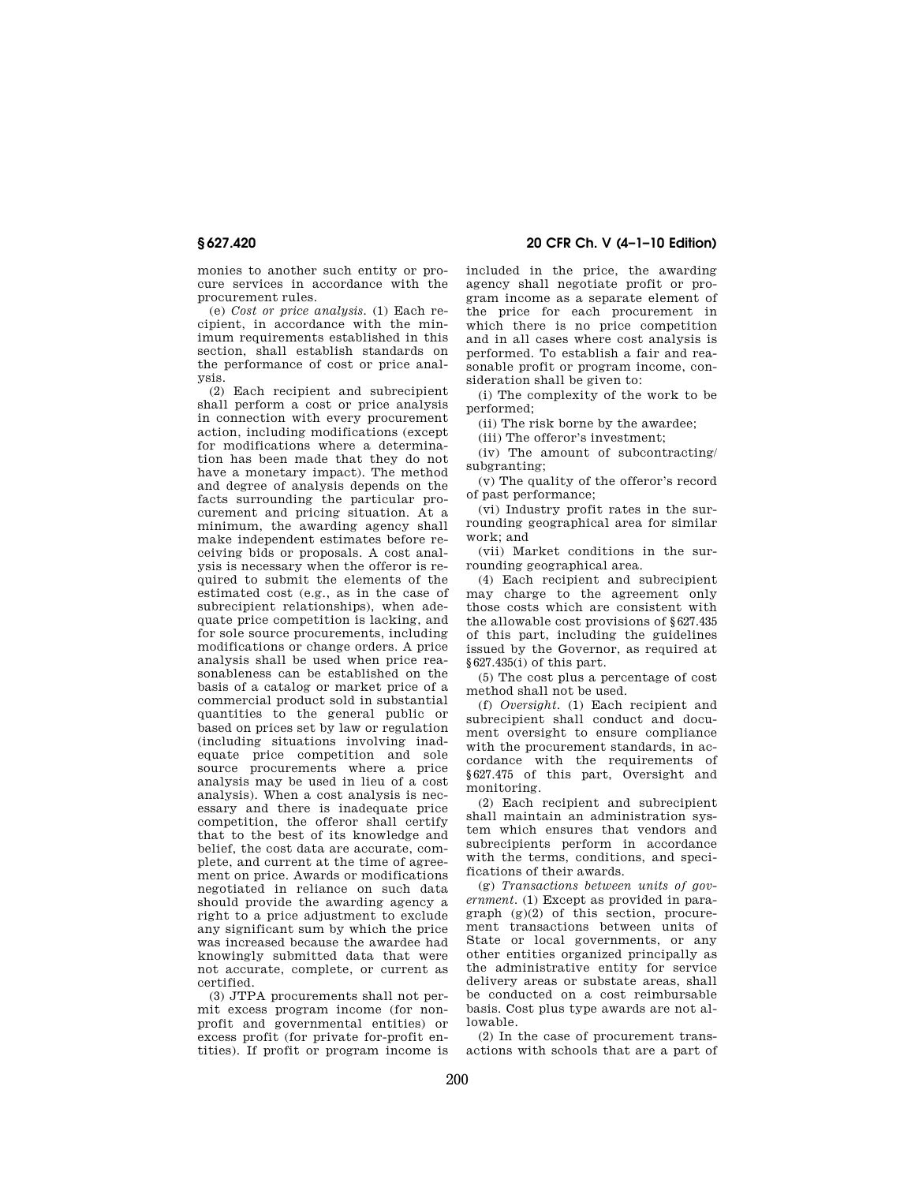monies to another such entity or procure services in accordance with the procurement rules.

(e) *Cost or price analysis.* (1) Each recipient, in accordance with the minimum requirements established in this section, shall establish standards on the performance of cost or price analysis.

(2) Each recipient and subrecipient shall perform a cost or price analysis in connection with every procurement action, including modifications (except for modifications where a determination has been made that they do not have a monetary impact). The method and degree of analysis depends on the facts surrounding the particular procurement and pricing situation. At a minimum, the awarding agency shall make independent estimates before receiving bids or proposals. A cost analysis is necessary when the offeror is required to submit the elements of the estimated cost (e.g., as in the case of subrecipient relationships), when adequate price competition is lacking, and for sole source procurements, including modifications or change orders. A price analysis shall be used when price reasonableness can be established on the basis of a catalog or market price of a commercial product sold in substantial quantities to the general public or based on prices set by law or regulation (including situations involving inadequate price competition and sole source procurements where a price analysis may be used in lieu of a cost analysis). When a cost analysis is necessary and there is inadequate price competition, the offeror shall certify that to the best of its knowledge and belief, the cost data are accurate, complete, and current at the time of agreement on price. Awards or modifications negotiated in reliance on such data should provide the awarding agency a right to a price adjustment to exclude any significant sum by which the price was increased because the awardee had knowingly submitted data that were not accurate, complete, or current as certified.

(3) JTPA procurements shall not permit excess program income (for nonprofit and governmental entities) or excess profit (for private for-profit entities). If profit or program income is included in the price, the awarding agency shall negotiate profit or program income as a separate element of the price for each procurement in which there is no price competition and in all cases where cost analysis is performed. To establish a fair and reasonable profit or program income, consideration shall be given to:

(i) The complexity of the work to be performed;

(ii) The risk borne by the awardee;

(iii) The offeror's investment;

(iv) The amount of subcontracting/subgranting;

(v) The quality of the offeror's record of past performance;

(vi) Industry profit rates in the surrounding geographical area for similar work; and

(vii) Market conditions in the surrounding geographical area.

(4) Each recipient and subrecipient may charge to the agreement only those costs which are consistent with the allowable cost provisions of §627.435 of this part, including the guidelines issued by the Governor, as required at §627.435(i) of this part.

(5) The cost plus a percentage of cost method shall not be used.

(f) *Oversight.* (1) Each recipient and subrecipient shall conduct and document oversight to ensure compliance with the procurement standards, in accordance with the requirements of §627.475 of this part, Oversight and monitoring.

(2) Each recipient and subrecipient shall maintain an administration system which ensures that vendors and subrecipients perform in accordance with the terms, conditions, and specifications of their awards.

(g) *Transactions between units of government.* (1) Except as provided in paragraph (g)(2) of this section, procurement transactions between units of State or local governments, or any other entities organized principally as the administrative entity for service delivery areas or substate areas, shall be conducted on a cost reimbursable basis. Cost plus type awards are not allowable.

(2) In the case of procurement transactions with schools that are a part of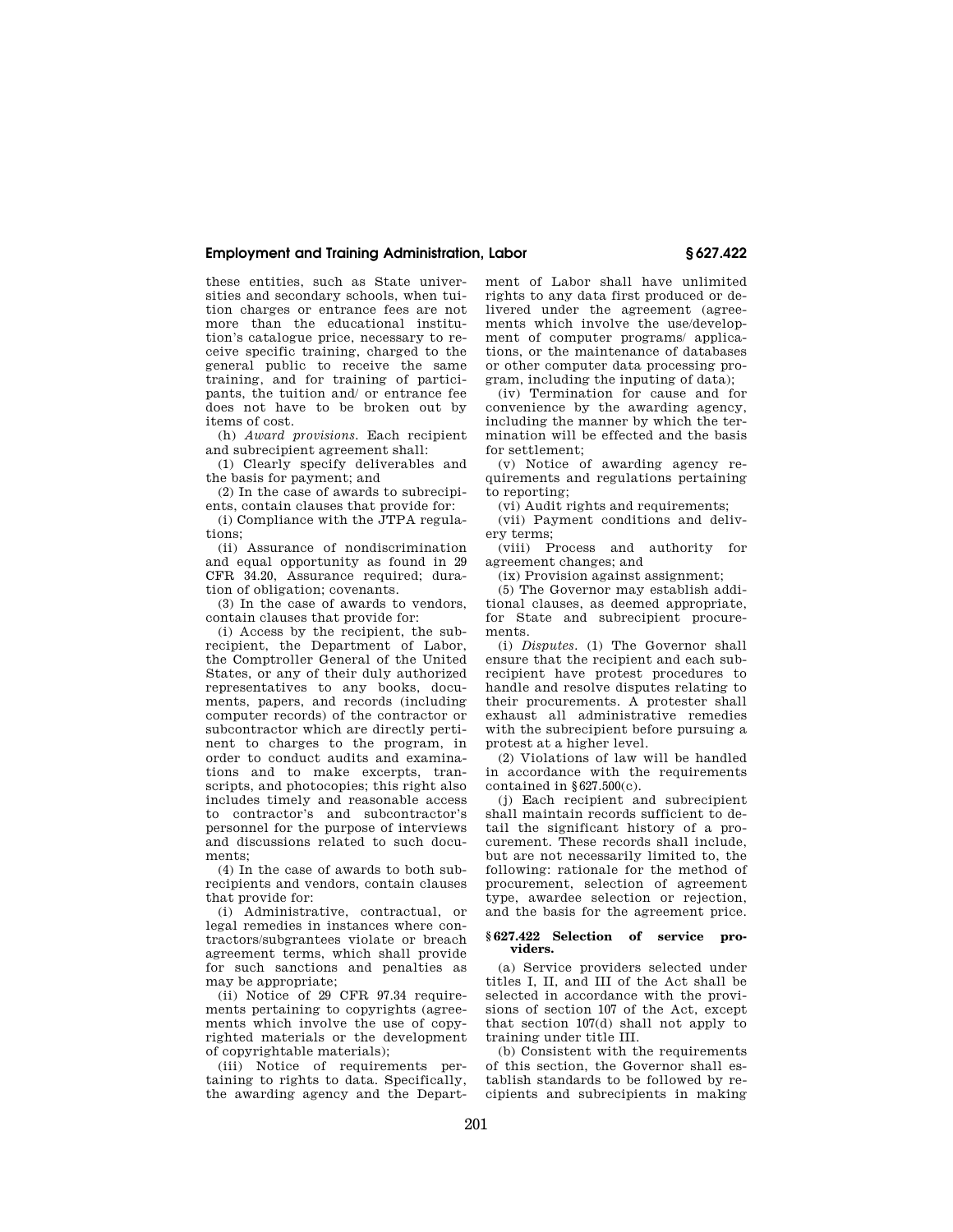these entities, such as State universities and secondary schools, when tuition charges or entrance fees are not more than the educational institution's catalogue price, necessary to receive specific training, charged to the general public to receive the same training, and for training of participants, the tuition and/ or entrance fee does not have to be broken out by items of cost.

(h) *Award provisions.* Each recipient and subrecipient agreement shall:

(1) Clearly specify deliverables and the basis for payment; and

(2) In the case of awards to subrecipients, contain clauses that provide for:

(i) Compliance with the JTPA regulations;

(ii) Assurance of nondiscrimination and equal opportunity as found in 29 CFR 34.20, Assurance required; duration of obligation; covenants.

(3) In the case of awards to vendors, contain clauses that provide for:

(i) Access by the recipient, the subrecipient, the Department of Labor, the Comptroller General of the United States, or any of their duly authorized representatives to any books, documents, papers, and records (including computer records) of the contractor or subcontractor which are directly pertinent to charges to the program, in order to conduct audits and examinations and to make excerpts, transcripts, and photocopies; this right also includes timely and reasonable access to contractor's and subcontractor's personnel for the purpose of interviews and discussions related to such documents;

(4) In the case of awards to both subrecipients and vendors, contain clauses that provide for:

(i) Administrative, contractual, or legal remedies in instances where contractors/subgrantees violate or breach agreement terms, which shall provide for such sanctions and penalties as may be appropriate;

(ii) Notice of 29 CFR 97.34 requirements pertaining to copyrights (agreements which involve the use of copyrighted materials or the development of copyrightable materials);

(iii) Notice of requirements pertaining to rights to data. Specifically, the awarding agency and the Department of Labor shall have unlimited rights to any data first produced or delivered under the agreement (agreements which involve the use/development of computer programs/ applications, or the maintenance of databases or other computer data processing program, including the inputing of data);

(iv) Termination for cause and for convenience by the awarding agency, including the manner by which the termination will be effected and the basis for settlement;

(v) Notice of awarding agency requirements and regulations pertaining to reporting;

(vi) Audit rights and requirements;

(vii) Payment conditions and delivery terms;

(viii) Process and authority for agreement changes; and

(ix) Provision against assignment;

(5) The Governor may establish additional clauses, as deemed appropriate, for State and subrecipient procurements.

(i) *Disputes.* (1) The Governor shall ensure that the recipient and each subrecipient have protest procedures to handle and resolve disputes relating to their procurements. A protester shall exhaust all administrative remedies with the subrecipient before pursuing a protest at a higher level.

(2) Violations of law will be handled in accordance with the requirements contained in §627.500(c).

(j) Each recipient and subrecipient shall maintain records sufficient to detail the significant history of a procurement. These records shall include, but are not necessarily limited to, the following: rationale for the method of procurement, selection of agreement type, awardee selection or rejection, and the basis for the agreement price.

### §627.422 Selection of service providers.

(a) Service providers selected under titles I, II, and III of the Act shall be selected in accordance with the provisions of section 107 of the Act, except that section 107(d) shall not apply to training under title III.

(b) Consistent with the requirements of this section, the Governor shall establish standards to be followed by recipients and subrecipients in making